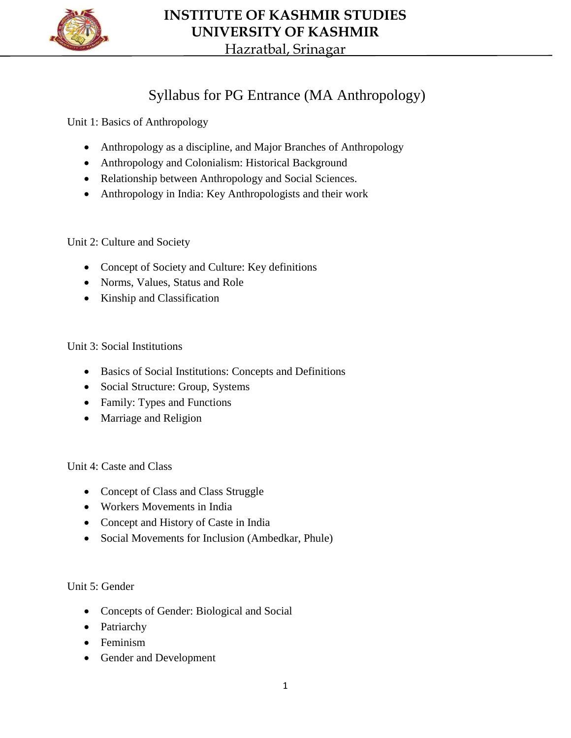# INSTITUTE OF KASHMIR STUDIES
# UNIVERSITY OF KASHMIR
Hazratbal, Srinagar

## Syllabus for PG Entrance (MA Anthropology)

### Unit 1: Basics of Anthropology

- Anthropology as a discipline, and Major Branches of Anthropology
- Anthropology and Colonialism: Historical Background
- Relationship between Anthropology and Social Sciences.
- Anthropology in India: Key Anthropologists and their work

### Unit 2: Culture and Society

- Concept of Society and Culture: Key definitions
- Norms, Values, Status and Role
- Kinship and Classification

### Unit 3: Social Institutions

- Basics of Social Institutions: Concepts and Definitions
- Social Structure: Group, Systems
- Family: Types and Functions
- Marriage and Religion

### Unit 4: Caste and Class

- Concept of Class and Class Struggle
- Workers Movements in India
- Concept and History of Caste in India
- Social Movements for Inclusion (Ambedkar, Phule)

### Unit 5: Gender

- Concepts of Gender: Biological and Social
- Patriarchy
- Feminism
- Gender and Development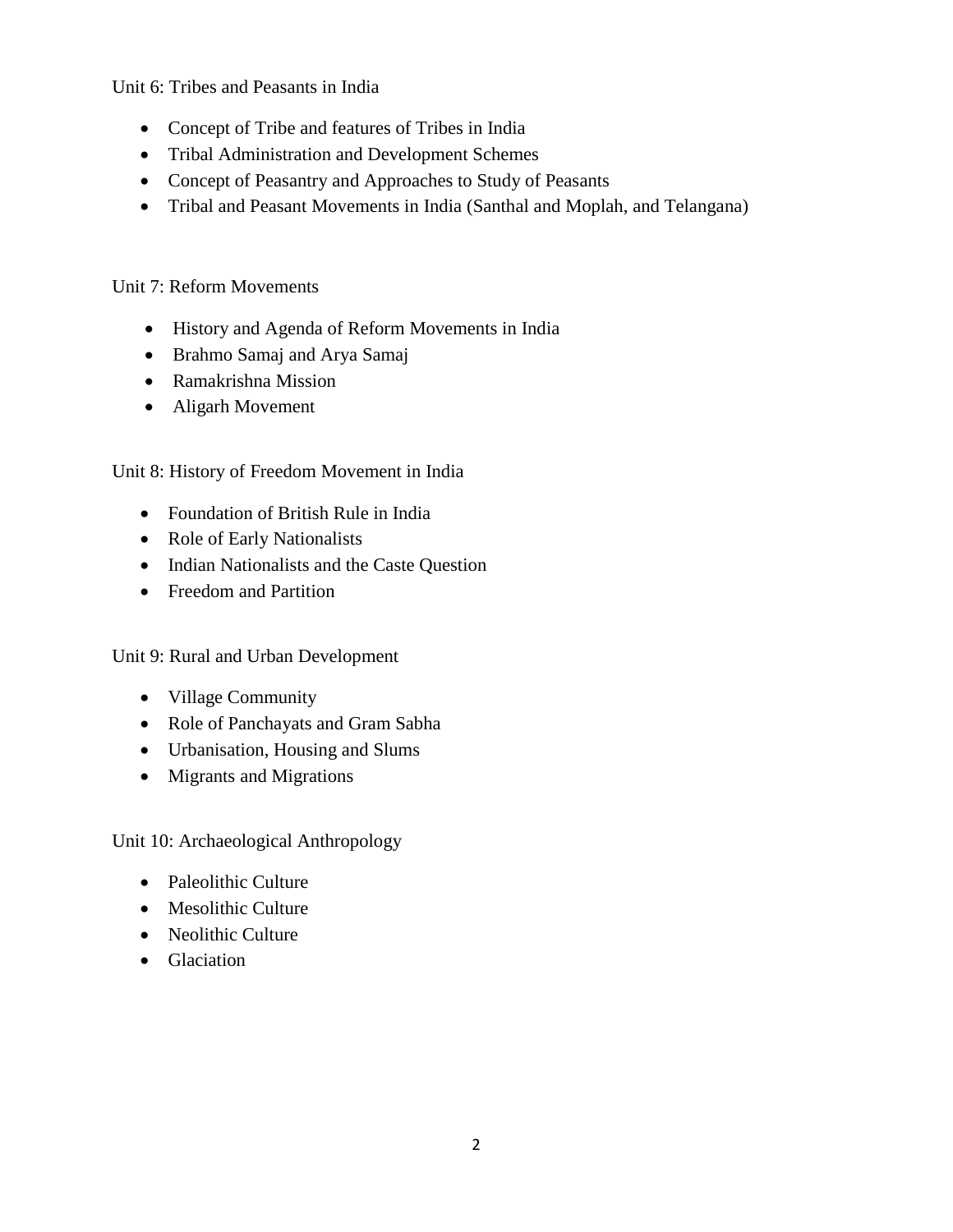Unit 6: Tribes and Peasants in India

- Concept of Tribe and features of Tribes in India
- Tribal Administration and Development Schemes
- Concept of Peasantry and Approaches to Study of Peasants
- Tribal and Peasant Movements in India (Santhal and Moplah, and Telangana)

Unit 7: Reform Movements

- History and Agenda of Reform Movements in India
- Brahmo Samaj and Arya Samaj
- Ramakrishna Mission
- Aligarh Movement

Unit 8: History of Freedom Movement in India

- Foundation of British Rule in India
- Role of Early Nationalists
- Indian Nationalists and the Caste Question
- Freedom and Partition

Unit 9: Rural and Urban Development

- Village Community
- Role of Panchayats and Gram Sabha
- Urbanisation, Housing and Slums
- Migrants and Migrations

Unit 10: Archaeological Anthropology

- Paleolithic Culture
- Mesolithic Culture
- Neolithic Culture
- Glaciation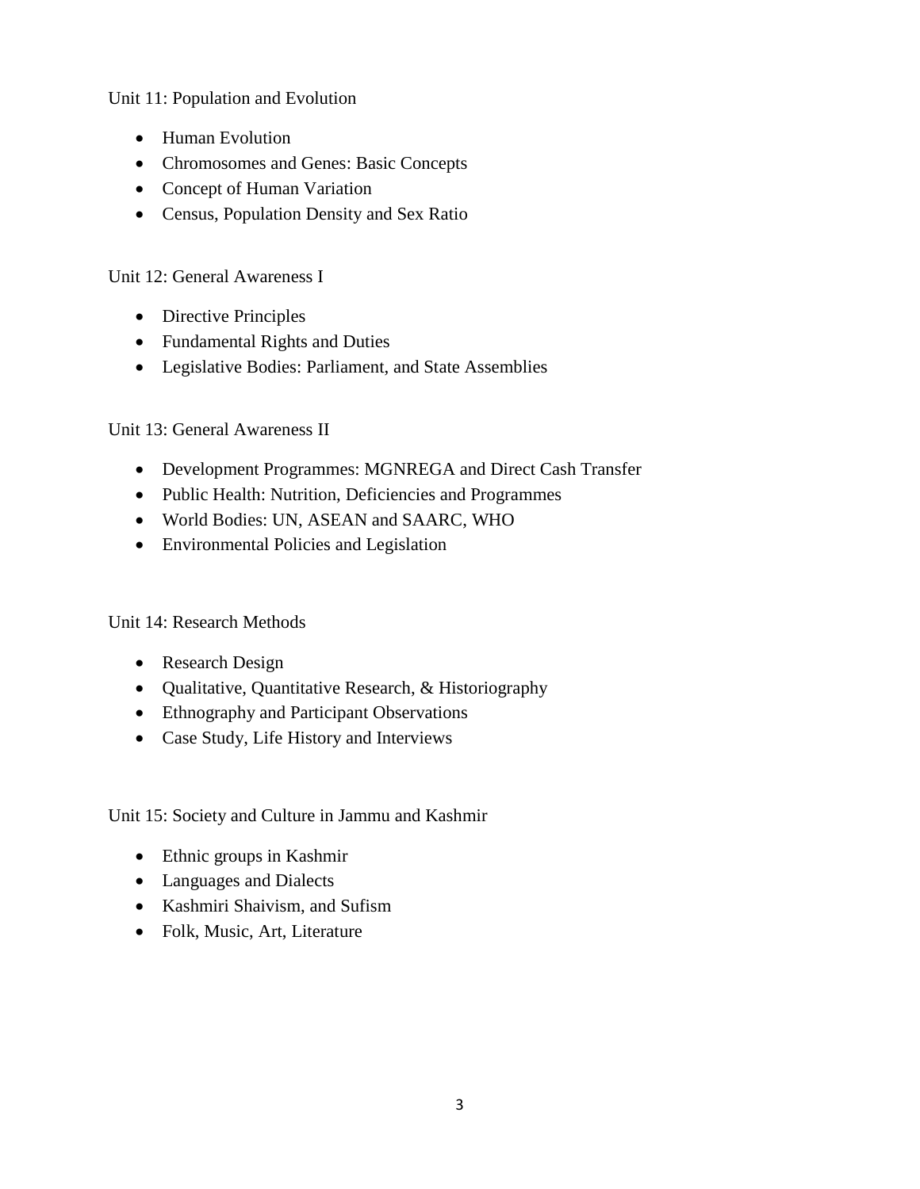Unit 11: Population and Evolution

- Human Evolution
- Chromosomes and Genes: Basic Concepts
- Concept of Human Variation
- Census, Population Density and Sex Ratio

Unit 12: General Awareness I

- Directive Principles
- Fundamental Rights and Duties
- Legislative Bodies: Parliament, and State Assemblies

Unit 13: General Awareness II

- Development Programmes: MGNREGA and Direct Cash Transfer
- Public Health: Nutrition, Deficiencies and Programmes
- World Bodies: UN, ASEAN and SAARC, WHO
- Environmental Policies and Legislation

Unit 14: Research Methods

- Research Design
- Qualitative, Quantitative Research, & Historiography
- Ethnography and Participant Observations
- Case Study, Life History and Interviews

Unit 15: Society and Culture in Jammu and Kashmir

- Ethnic groups in Kashmir
- Languages and Dialects
- Kashmiri Shaivism, and Sufism
- Folk, Music, Art, Literature